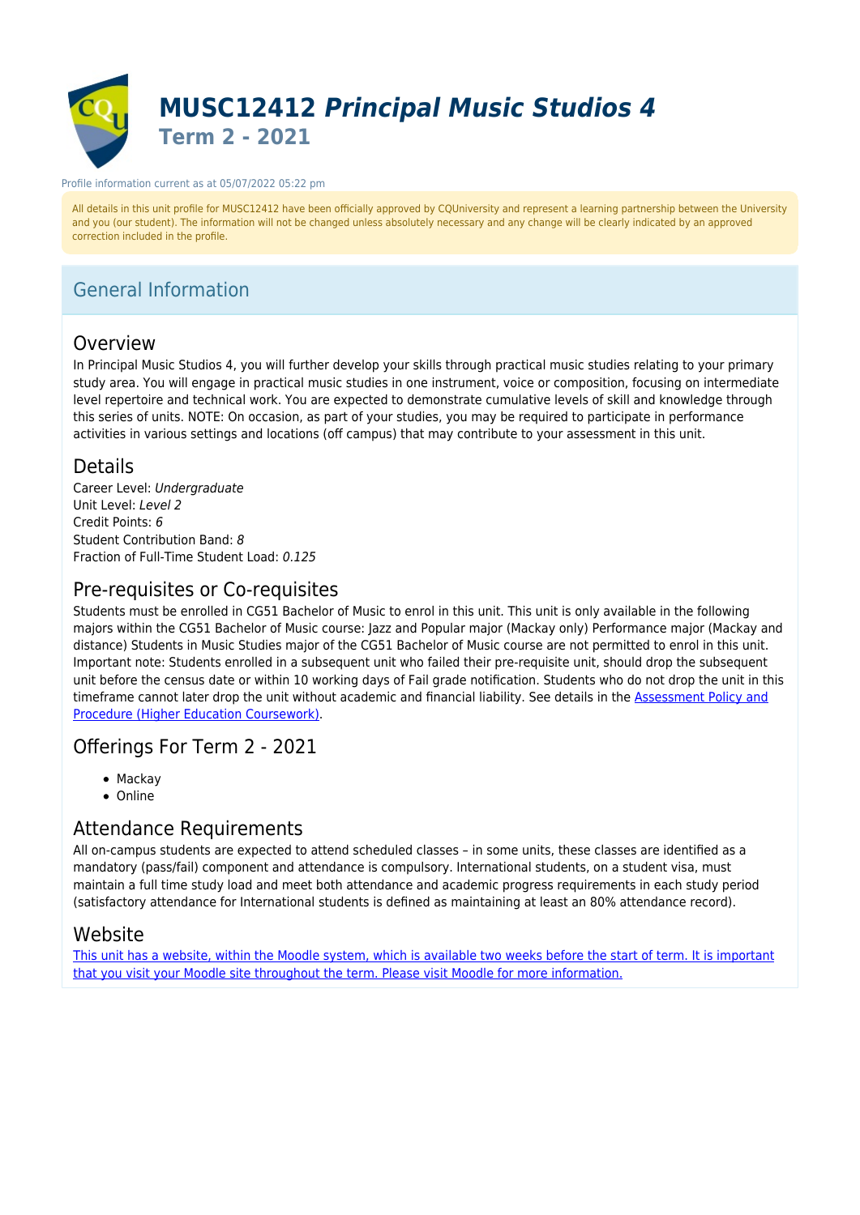# MUSC12412 *Principal Music Studios 4*

## Term 2 - 2021

Profile information current as at 05/07/2022 05:22 pm

All details in this unit profile for MUSC12412 have been officially approved by CQUniversity and represent a learning partnership between the University and you (our student). The information will not be changed unless absolutely necessary and any change will be clearly indicated by an approved correction included in the profile.

## General Information

### Overview

In Principal Music Studios 4, you will further develop your skills through practical music studies relating to your primary study area. You will engage in practical music studies in one instrument, voice or composition, focusing on intermediate level repertoire and technical work. You are expected to demonstrate cumulative levels of skill and knowledge through this series of units. NOTE: On occasion, as part of your studies, you may be required to participate in performance activities in various settings and locations (off campus) that may contribute to your assessment in this unit.

### Details

Career Level: *Undergraduate*
Unit Level: *Level 2*
Credit Points: *6*
Student Contribution Band: *8*
Fraction of Full-Time Student Load: *0.125*

### Pre-requisites or Co-requisites

Students must be enrolled in CG51 Bachelor of Music to enrol in this unit. This unit is only available in the following majors within the CG51 Bachelor of Music course: Jazz and Popular major (Mackay only) Performance major (Mackay and distance) Students in Music Studies major of the CG51 Bachelor of Music course are not permitted to enrol in this unit. Important note: Students enrolled in a subsequent unit who failed their pre-requisite unit, should drop the subsequent unit before the census date or within 10 working days of Fail grade notification. Students who do not drop the unit in this timeframe cannot later drop the unit without academic and financial liability. See details in the Assessment Policy and Procedure (Higher Education Coursework).

### Offerings For Term 2 - 2021

- Mackay
- Online

### Attendance Requirements

All on-campus students are expected to attend scheduled classes – in some units, these classes are identified as a mandatory (pass/fail) component and attendance is compulsory. International students, on a student visa, must maintain a full time study load and meet both attendance and academic progress requirements in each study period (satisfactory attendance for International students is defined as maintaining at least an 80% attendance record).

### Website

This unit has a website, within the Moodle system, which is available two weeks before the start of term. It is important that you visit your Moodle site throughout the term. Please visit Moodle for more information.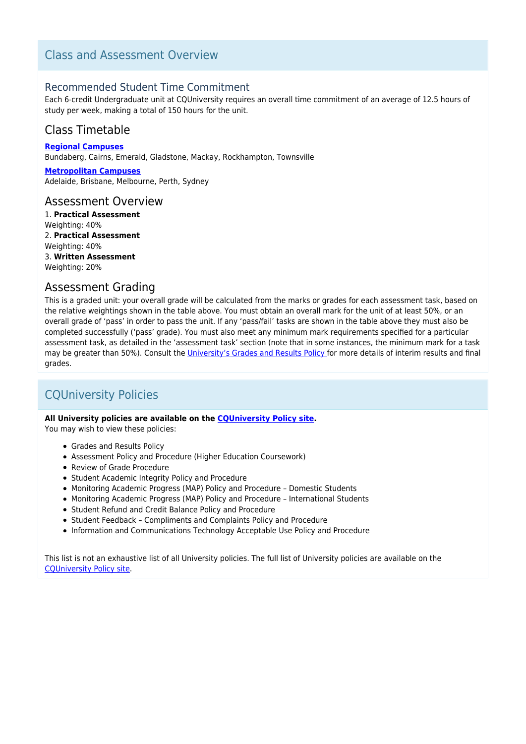## Class and Assessment Overview

### Recommended Student Time Commitment

Each 6-credit Undergraduate unit at CQUniversity requires an overall time commitment of an average of 12.5 hours of study per week, making a total of 150 hours for the unit.

### Class Timetable

**Regional Campuses**
Bundaberg, Cairns, Emerald, Gladstone, Mackay, Rockhampton, Townsville

**Metropolitan Campuses**
Adelaide, Brisbane, Melbourne, Perth, Sydney

### Assessment Overview

1. **Practical Assessment**
Weighting: 40%
2. **Practical Assessment**
Weighting: 40%
3. **Written Assessment**
Weighting: 20%

### Assessment Grading

This is a graded unit: your overall grade will be calculated from the marks or grades for each assessment task, based on the relative weightings shown in the table above. You must obtain an overall mark for the unit of at least 50%, or an overall grade of 'pass' in order to pass the unit. If any 'pass/fail' tasks are shown in the table above they must also be completed successfully ('pass' grade). You must also meet any minimum mark requirements specified for a particular assessment task, as detailed in the 'assessment task' section (note that in some instances, the minimum mark for a task may be greater than 50%). Consult the University's Grades and Results Policy for more details of interim results and final grades.

## CQUniversity Policies

**All University policies are available on the CQUniversity Policy site.**
You may wish to view these policies:

- Grades and Results Policy
- Assessment Policy and Procedure (Higher Education Coursework)
- Review of Grade Procedure
- Student Academic Integrity Policy and Procedure
- Monitoring Academic Progress (MAP) Policy and Procedure – Domestic Students
- Monitoring Academic Progress (MAP) Policy and Procedure – International Students
- Student Refund and Credit Balance Policy and Procedure
- Student Feedback – Compliments and Complaints Policy and Procedure
- Information and Communications Technology Acceptable Use Policy and Procedure

This list is not an exhaustive list of all University policies. The full list of University policies are available on the CQUniversity Policy site.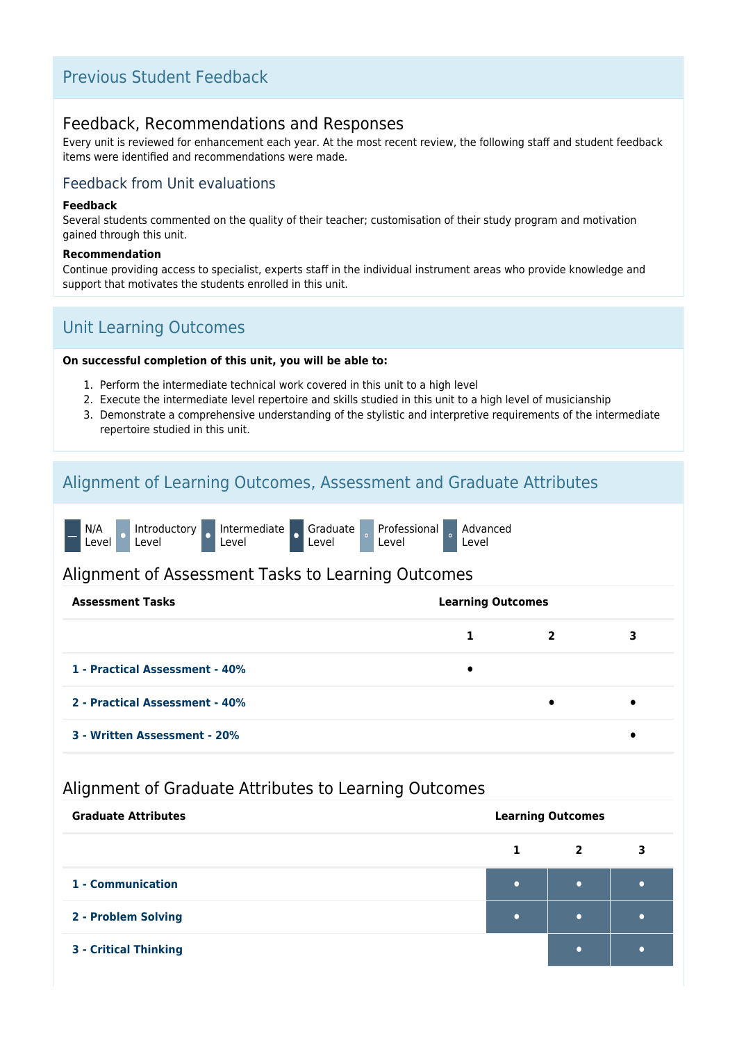## Previous Student Feedback

### Feedback, Recommendations and Responses

Every unit is reviewed for enhancement each year. At the most recent review, the following staff and student feedback items were identified and recommendations were made.

#### Feedback from Unit evaluations

**Feedback**

Several students commented on the quality of their teacher; customisation of their study program and motivation gained through this unit.

**Recommendation**

Continue providing access to specialist, experts staff in the individual instrument areas who provide knowledge and support that motivates the students enrolled in this unit.

## Unit Learning Outcomes

**On successful completion of this unit, you will be able to:**

1. Perform the intermediate technical work covered in this unit to a high level
2. Execute the intermediate level repertoire and skills studied in this unit to a high level of musicianship
3. Demonstrate a comprehensive understanding of the stylistic and interpretive requirements of the intermediate repertoire studied in this unit.

## Alignment of Learning Outcomes, Assessment and Graduate Attributes

— N/A Level · Introductory Level · Intermediate Level · Graduate Level · Professional Level · Advanced Level

### Alignment of Assessment Tasks to Learning Outcomes

| Assessment Tasks | Learning Outcomes | | |
|---|---|---|---|
| | 1 | 2 | 3 |
| 1 - Practical Assessment - 40% | • | | |
| 2 - Practical Assessment - 40% | | • | • |
| 3 - Written Assessment - 20% | | | • |

### Alignment of Graduate Attributes to Learning Outcomes

| Graduate Attributes | Learning Outcomes | | |
|---|---|---|---|
| | 1 | 2 | 3 |
| 1 - Communication | • | • | • |
| 2 - Problem Solving | • | • | • |
| 3 - Critical Thinking | | • | • |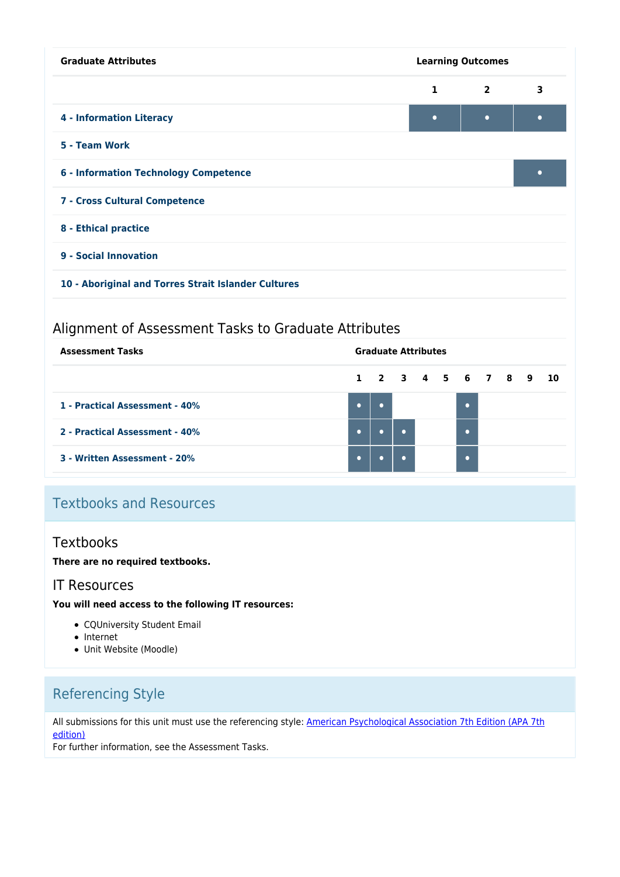| Graduate Attributes | Learning Outcomes | | |
|---|---|---|---|
| | 1 | 2 | 3 |
| 4 - Information Literacy | • | • | • |
| 5 - Team Work | | | |
| 6 - Information Technology Competence | | | • |
| 7 - Cross Cultural Competence | | | |
| 8 - Ethical practice | | | |
| 9 - Social Innovation | | | |
| 10 - Aboriginal and Torres Strait Islander Cultures | | | |

### Alignment of Assessment Tasks to Graduate Attributes

| Assessment Tasks | Graduate Attributes | | | | | | | | | |
|---|---|---|---|---|---|---|---|---|---|---|
| | 1 | 2 | 3 | 4 | 5 | 6 | 7 | 8 | 9 | 10 |
| 1 - Practical Assessment - 40% | • | • | | | | • | | | | |
| 2 - Practical Assessment - 40% | • | • | • | | | • | | | | |
| 3 - Written Assessment - 20% | • | • | • | | | • | | | | |

## Textbooks and Resources

### Textbooks

**There are no required textbooks.**

### IT Resources

**You will need access to the following IT resources:**

- CQUniversity Student Email
- Internet
- Unit Website (Moodle)

## Referencing Style

All submissions for this unit must use the referencing style: American Psychological Association 7th Edition (APA 7th edition)
For further information, see the Assessment Tasks.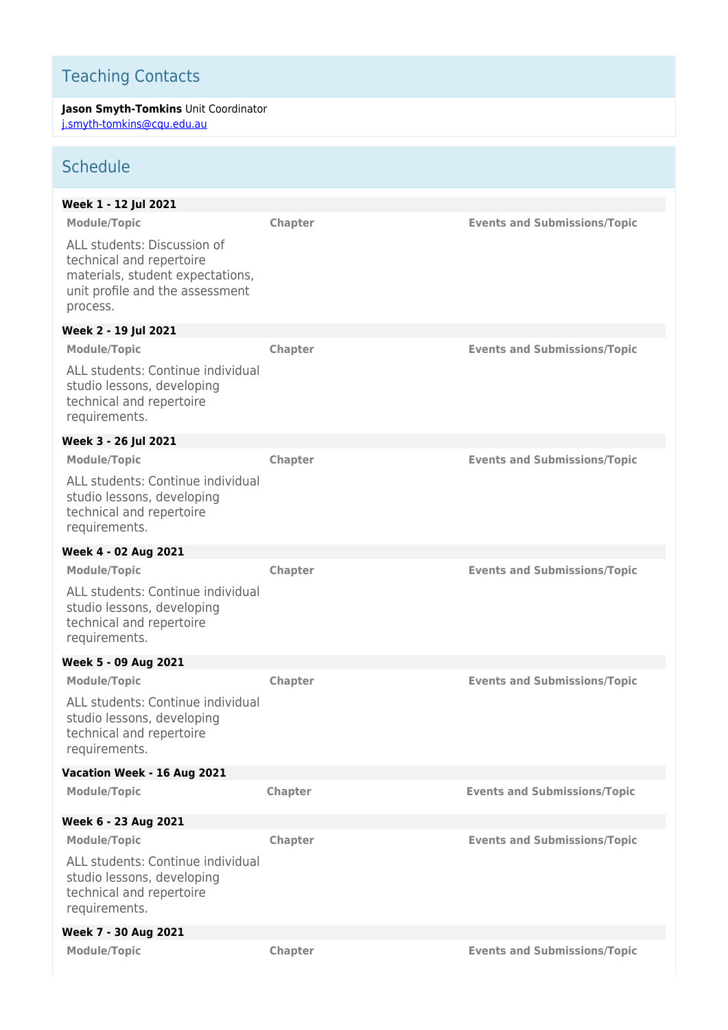## Teaching Contacts

**Jason Smyth-Tomkins** Unit Coordinator
[j.smyth-tomkins@cqu.edu.au](mailto:j.smyth-tomkins@cqu.edu.au)

## Schedule

**Week 1 - 12 Jul 2021**

| Module/Topic | Chapter | Events and Submissions/Topic |
| --- | --- | --- |
| ALL students: Discussion of technical and repertoire materials, student expectations, unit profile and the assessment process. | | |

**Week 2 - 19 Jul 2021**

| Module/Topic | Chapter | Events and Submissions/Topic |
| --- | --- | --- |
| ALL students: Continue individual studio lessons, developing technical and repertoire requirements. | | |

**Week 3 - 26 Jul 2021**

| Module/Topic | Chapter | Events and Submissions/Topic |
| --- | --- | --- |
| ALL students: Continue individual studio lessons, developing technical and repertoire requirements. | | |

**Week 4 - 02 Aug 2021**

| Module/Topic | Chapter | Events and Submissions/Topic |
| --- | --- | --- |
| ALL students: Continue individual studio lessons, developing technical and repertoire requirements. | | |

**Week 5 - 09 Aug 2021**

| Module/Topic | Chapter | Events and Submissions/Topic |
| --- | --- | --- |
| ALL students: Continue individual studio lessons, developing technical and repertoire requirements. | | |

**Vacation Week - 16 Aug 2021**

| Module/Topic | Chapter | Events and Submissions/Topic |
| --- | --- | --- |

**Week 6 - 23 Aug 2021**

| Module/Topic | Chapter | Events and Submissions/Topic |
| --- | --- | --- |
| ALL students: Continue individual studio lessons, developing technical and repertoire requirements. | | |

**Week 7 - 30 Aug 2021**

| Module/Topic | Chapter | Events and Submissions/Topic |
| --- | --- | --- |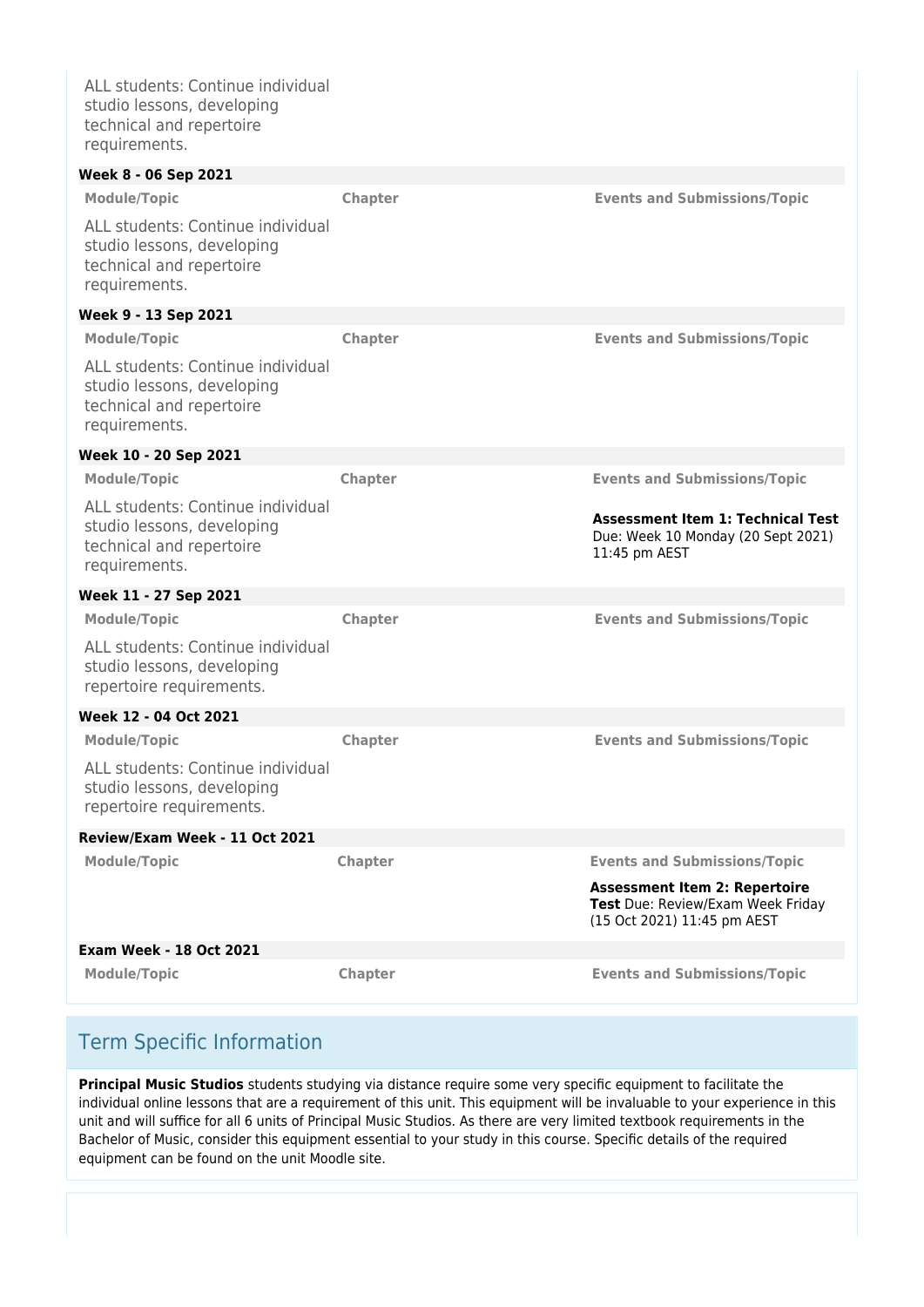ALL students: Continue individual studio lessons, developing technical and repertoire requirements.

**Week 8 - 06 Sep 2021**

| Module/Topic | Chapter | Events and Submissions/Topic |
| --- | --- | --- |
| ALL students: Continue individual studio lessons, developing technical and repertoire requirements. | | |

**Week 9 - 13 Sep 2021**

| Module/Topic | Chapter | Events and Submissions/Topic |
| --- | --- | --- |
| ALL students: Continue individual studio lessons, developing technical and repertoire requirements. | | |

**Week 10 - 20 Sep 2021**

| Module/Topic | Chapter | Events and Submissions/Topic |
| --- | --- | --- |
| ALL students: Continue individual studio lessons, developing technical and repertoire requirements. | | **Assessment Item 1: Technical Test** Due: Week 10 Monday (20 Sept 2021) 11:45 pm AEST |

**Week 11 - 27 Sep 2021**

| Module/Topic | Chapter | Events and Submissions/Topic |
| --- | --- | --- |
| ALL students: Continue individual studio lessons, developing repertoire requirements. | | |

**Week 12 - 04 Oct 2021**

| Module/Topic | Chapter | Events and Submissions/Topic |
| --- | --- | --- |
| ALL students: Continue individual studio lessons, developing repertoire requirements. | | |

**Review/Exam Week - 11 Oct 2021**

| Module/Topic | Chapter | Events and Submissions/Topic |
| --- | --- | --- |
| | | **Assessment Item 2: Repertoire Test** Due: Review/Exam Week Friday (15 Oct 2021) 11:45 pm AEST |

**Exam Week - 18 Oct 2021**

| Module/Topic | Chapter | Events and Submissions/Topic |
| --- | --- | --- |

## Term Specific Information

**Principal Music Studios** students studying via distance require some very specific equipment to facilitate the individual online lessons that are a requirement of this unit. This equipment will be invaluable to your experience in this unit and will suffice for all 6 units of Principal Music Studios. As there are very limited textbook requirements in the Bachelor of Music, consider this equipment essential to your study in this course. Specific details of the required equipment can be found on the unit Moodle site.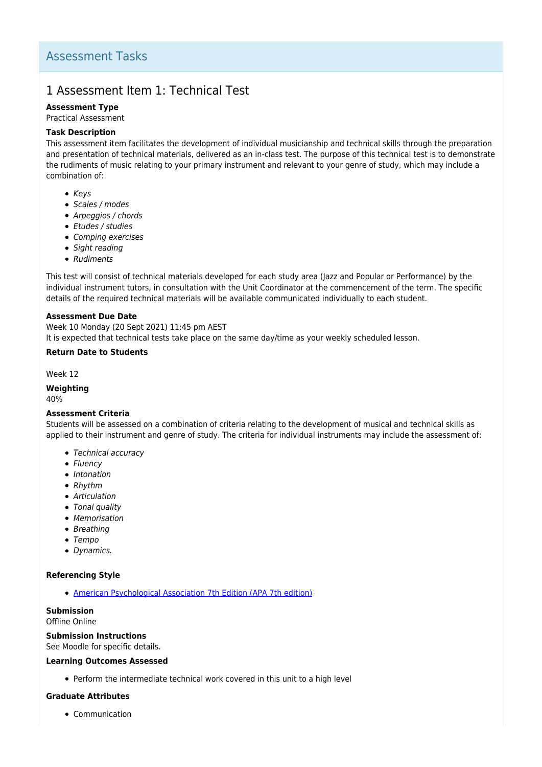## Assessment Tasks

### 1 Assessment Item 1: Technical Test

**Assessment Type**

Practical Assessment

**Task Description**

This assessment item facilitates the development of individual musicianship and technical skills through the preparation and presentation of technical materials, delivered as an in-class test. The purpose of this technical test is to demonstrate the rudiments of music relating to your primary instrument and relevant to your genre of study, which may include a combination of:

- *Keys*
- *Scales / modes*
- *Arpeggios / chords*
- *Etudes / studies*
- *Comping exercises*
- *Sight reading*
- *Rudiments*

This test will consist of technical materials developed for each study area (Jazz and Popular or Performance) by the individual instrument tutors, in consultation with the Unit Coordinator at the commencement of the term. The specific details of the required technical materials will be available communicated individually to each student.

**Assessment Due Date**

Week 10 Monday (20 Sept 2021) 11:45 pm AEST

It is expected that technical tests take place on the same day/time as your weekly scheduled lesson.

**Return Date to Students**

Week 12

**Weighting**

40%

**Assessment Criteria**

Students will be assessed on a combination of criteria relating to the development of musical and technical skills as applied to their instrument and genre of study. The criteria for individual instruments may include the assessment of:

- *Technical accuracy*
- *Fluency*
- *Intonation*
- *Rhythm*
- *Articulation*
- *Tonal quality*
- *Memorisation*
- *Breathing*
- *Tempo*
- *Dynamics.*

**Referencing Style**

- American Psychological Association 7th Edition (APA 7th edition)

**Submission**

Offline Online

**Submission Instructions**

See Moodle for specific details.

**Learning Outcomes Assessed**

- Perform the intermediate technical work covered in this unit to a high level

**Graduate Attributes**

- Communication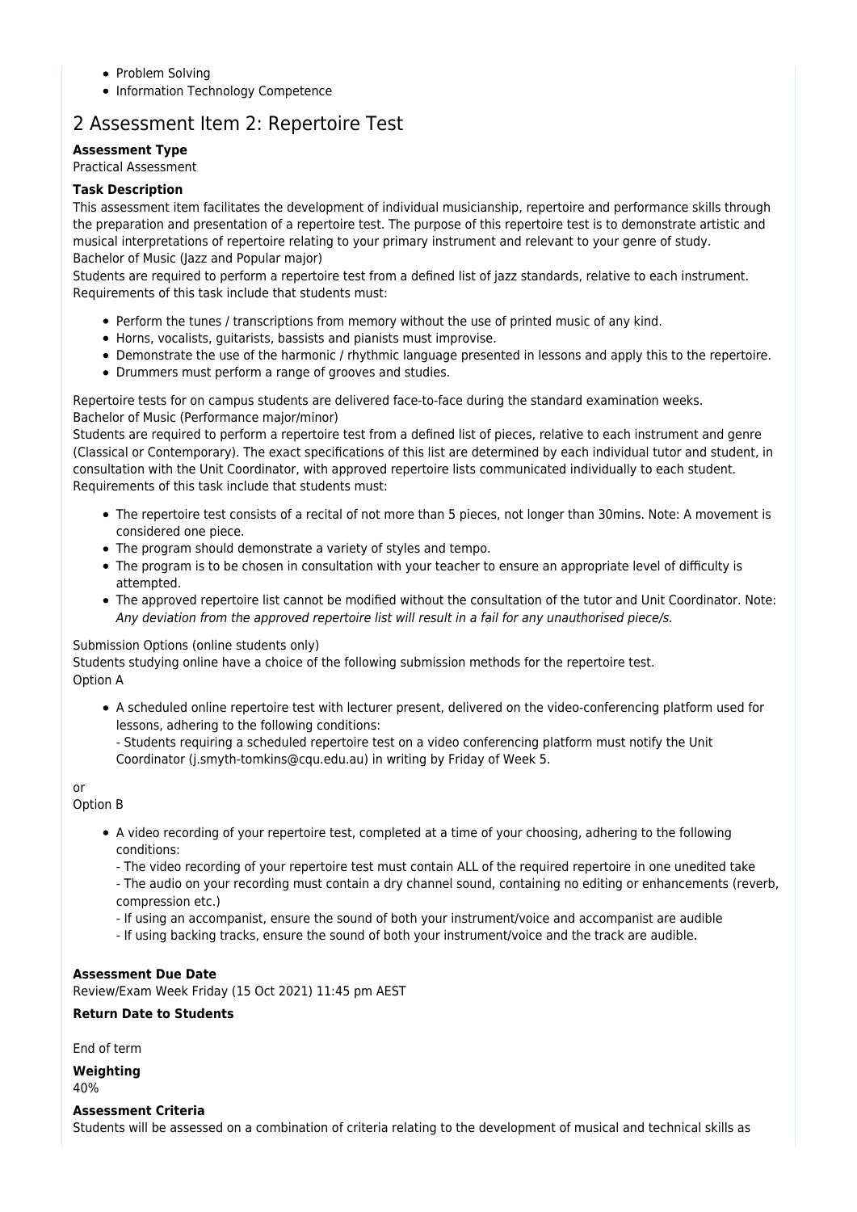- Problem Solving
- Information Technology Competence

## 2 Assessment Item 2: Repertoire Test

**Assessment Type**

Practical Assessment

**Task Description**

This assessment item facilitates the development of individual musicianship, repertoire and performance skills through the preparation and presentation of a repertoire test. The purpose of this repertoire test is to demonstrate artistic and musical interpretations of repertoire relating to your primary instrument and relevant to your genre of study.
Bachelor of Music (Jazz and Popular major)

Students are required to perform a repertoire test from a defined list of jazz standards, relative to each instrument. Requirements of this task include that students must:

- Perform the tunes / transcriptions from memory without the use of printed music of any kind.
- Horns, vocalists, guitarists, bassists and pianists must improvise.
- Demonstrate the use of the harmonic / rhythmic language presented in lessons and apply this to the repertoire.
- Drummers must perform a range of grooves and studies.

Repertoire tests for on campus students are delivered face-to-face during the standard examination weeks.
Bachelor of Music (Performance major/minor)

Students are required to perform a repertoire test from a defined list of pieces, relative to each instrument and genre (Classical or Contemporary). The exact specifications of this list are determined by each individual tutor and student, in consultation with the Unit Coordinator, with approved repertoire lists communicated individually to each student. Requirements of this task include that students must:

- The repertoire test consists of a recital of not more than 5 pieces, not longer than 30mins. Note: A movement is considered one piece.
- The program should demonstrate a variety of styles and tempo.
- The program is to be chosen in consultation with your teacher to ensure an appropriate level of difficulty is attempted.
- The approved repertoire list cannot be modified without the consultation of the tutor and Unit Coordinator. Note: *Any deviation from the approved repertoire list will result in a fail for any unauthorised piece/s.*

Submission Options (online students only)

Students studying online have a choice of the following submission methods for the repertoire test.
Option A

- A scheduled online repertoire test with lecturer present, delivered on the video-conferencing platform used for lessons, adhering to the following conditions:
  - Students requiring a scheduled repertoire test on a video conferencing platform must notify the Unit Coordinator (j.smyth-tomkins@cqu.edu.au) in writing by Friday of Week 5.

or

Option B

- A video recording of your repertoire test, completed at a time of your choosing, adhering to the following conditions:
  - The video recording of your repertoire test must contain ALL of the required repertoire in one unedited take
  - The audio on your recording must contain a dry channel sound, containing no editing or enhancements (reverb, compression etc.)
  - If using an accompanist, ensure the sound of both your instrument/voice and accompanist are audible
  - If using backing tracks, ensure the sound of both your instrument/voice and the track are audible.

**Assessment Due Date**

Review/Exam Week Friday (15 Oct 2021) 11:45 pm AEST

**Return Date to Students**

End of term

**Weighting**

40%

**Assessment Criteria**

Students will be assessed on a combination of criteria relating to the development of musical and technical skills as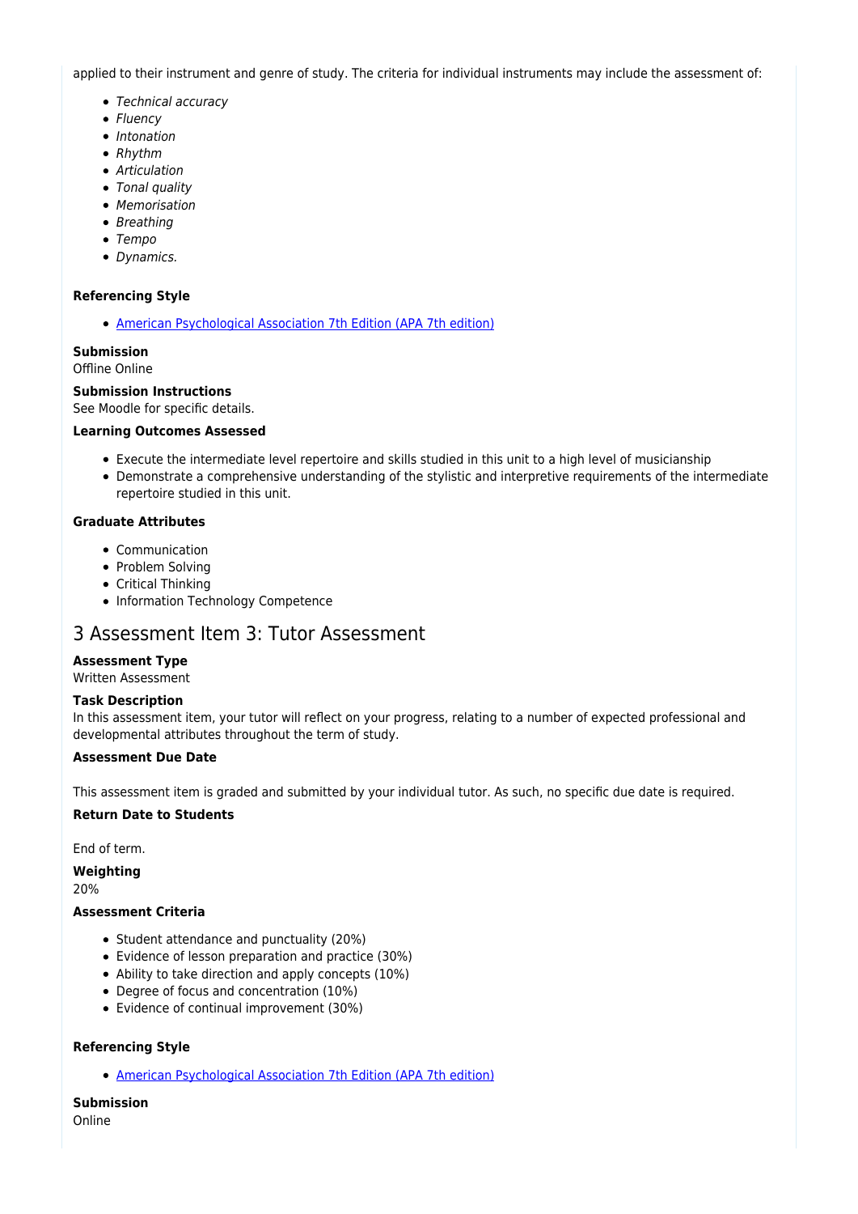applied to their instrument and genre of study. The criteria for individual instruments may include the assessment of:

- *Technical accuracy*
- *Fluency*
- *Intonation*
- *Rhythm*
- *Articulation*
- *Tonal quality*
- *Memorisation*
- *Breathing*
- *Tempo*
- *Dynamics.*

**Referencing Style**

- [American Psychological Association 7th Edition (APA 7th edition)]

**Submission**
Offline Online

**Submission Instructions**
See Moodle for specific details.

**Learning Outcomes Assessed**

- Execute the intermediate level repertoire and skills studied in this unit to a high level of musicianship
- Demonstrate a comprehensive understanding of the stylistic and interpretive requirements of the intermediate repertoire studied in this unit.

**Graduate Attributes**

- Communication
- Problem Solving
- Critical Thinking
- Information Technology Competence

## 3 Assessment Item 3: Tutor Assessment

**Assessment Type**
Written Assessment

**Task Description**
In this assessment item, your tutor will reflect on your progress, relating to a number of expected professional and developmental attributes throughout the term of study.

**Assessment Due Date**

This assessment item is graded and submitted by your individual tutor. As such, no specific due date is required.

**Return Date to Students**

End of term.

**Weighting**
20%

**Assessment Criteria**

- Student attendance and punctuality (20%)
- Evidence of lesson preparation and practice (30%)
- Ability to take direction and apply concepts (10%)
- Degree of focus and concentration (10%)
- Evidence of continual improvement (30%)

**Referencing Style**

- [American Psychological Association 7th Edition (APA 7th edition)]

**Submission**
Online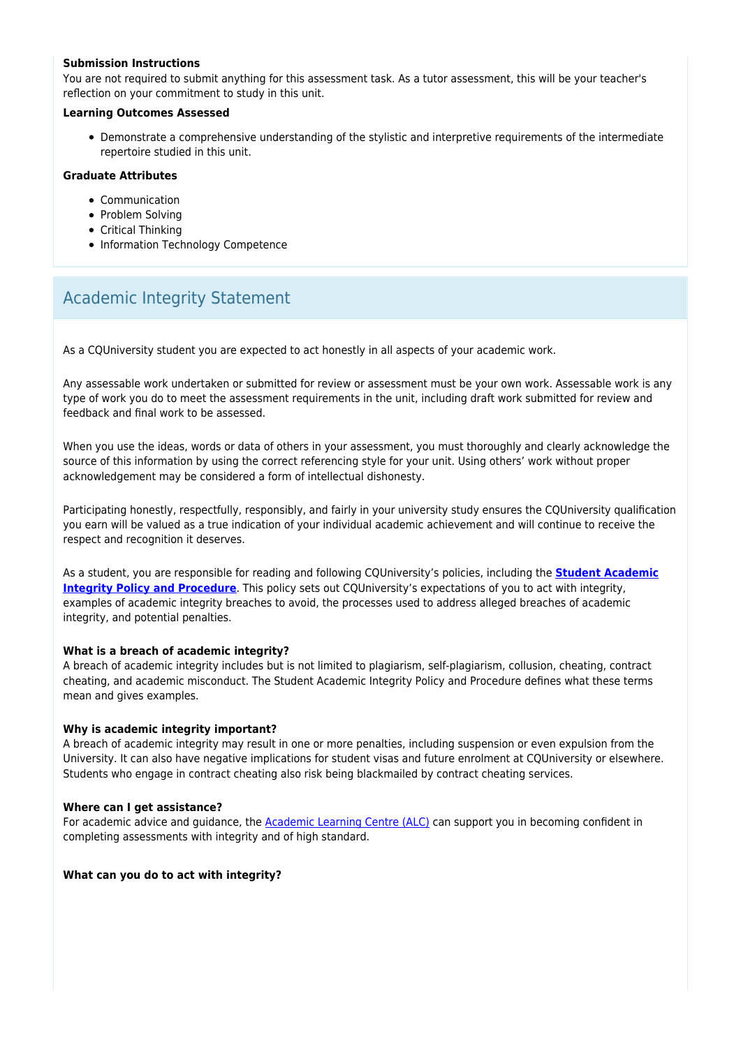**Submission Instructions**
You are not required to submit anything for this assessment task. As a tutor assessment, this will be your teacher's reflection on your commitment to study in this unit.

**Learning Outcomes Assessed**

- Demonstrate a comprehensive understanding of the stylistic and interpretive requirements of the intermediate repertoire studied in this unit.

**Graduate Attributes**

- Communication
- Problem Solving
- Critical Thinking
- Information Technology Competence

## Academic Integrity Statement

As a CQUniversity student you are expected to act honestly in all aspects of your academic work.

Any assessable work undertaken or submitted for review or assessment must be your own work. Assessable work is any type of work you do to meet the assessment requirements in the unit, including draft work submitted for review and feedback and final work to be assessed.

When you use the ideas, words or data of others in your assessment, you must thoroughly and clearly acknowledge the source of this information by using the correct referencing style for your unit. Using others' work without proper acknowledgement may be considered a form of intellectual dishonesty.

Participating honestly, respectfully, responsibly, and fairly in your university study ensures the CQUniversity qualification you earn will be valued as a true indication of your individual academic achievement and will continue to receive the respect and recognition it deserves.

As a student, you are responsible for reading and following CQUniversity's policies, including the **Student Academic Integrity Policy and Procedure**. This policy sets out CQUniversity's expectations of you to act with integrity, examples of academic integrity breaches to avoid, the processes used to address alleged breaches of academic integrity, and potential penalties.

**What is a breach of academic integrity?**
A breach of academic integrity includes but is not limited to plagiarism, self-plagiarism, collusion, cheating, contract cheating, and academic misconduct. The Student Academic Integrity Policy and Procedure defines what these terms mean and gives examples.

**Why is academic integrity important?**
A breach of academic integrity may result in one or more penalties, including suspension or even expulsion from the University. It can also have negative implications for student visas and future enrolment at CQUniversity or elsewhere. Students who engage in contract cheating also risk being blackmailed by contract cheating services.

**Where can I get assistance?**
For academic advice and guidance, the Academic Learning Centre (ALC) can support you in becoming confident in completing assessments with integrity and of high standard.

**What can you do to act with integrity?**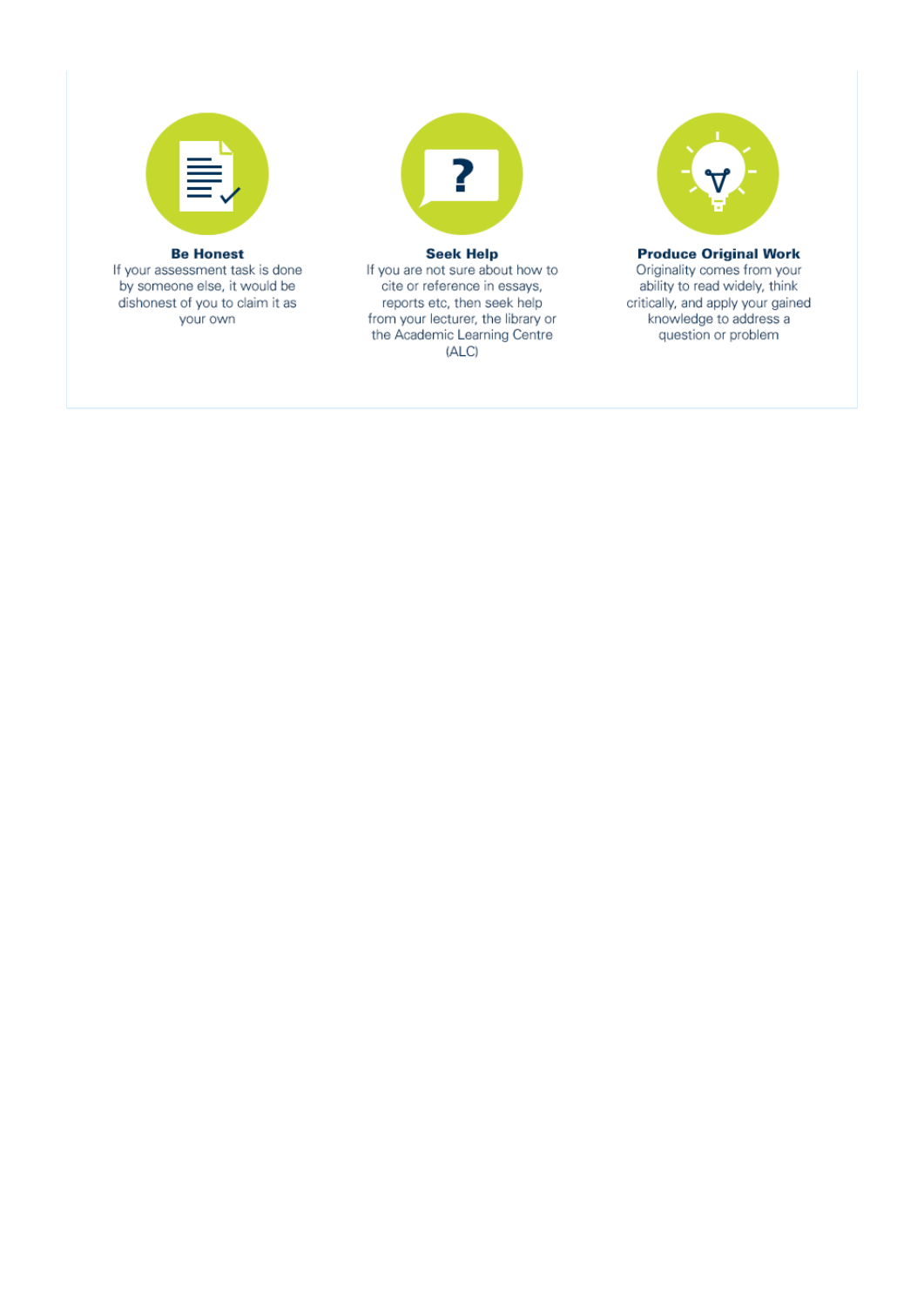**Be Honest**
If your assessment task is done by someone else, it would be dishonest of you to claim it as your own

**Seek Help**
If you are not sure about how to cite or reference in essays, reports etc, then seek help from your lecturer, the library or the Academic Learning Centre (ALC)

**Produce Original Work**
Originality comes from your ability to read widely, think critically, and apply your gained knowledge to address a question or problem